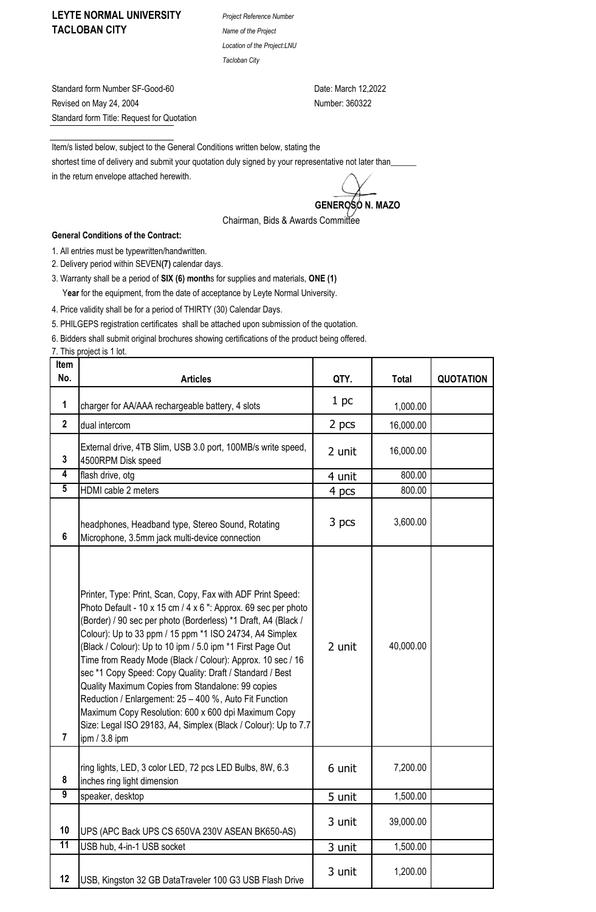**LEYTE NORMAL UNIVERSITY**
**TACLOBAN CITY**

*Project Reference Number*
*Name of the Project*
*Location of the Project:LNU*
*Tacloban City*

Standard form Number SF-Good-60
Revised on May 24, 2004
Standard form Title: Request for Quotation

Date: March 12,2022
Number: 360322

Item/s listed below, subject to the General Conditions written below, stating the shortest time of delivery and submit your quotation duly signed by your representative not later than______ in the return envelope attached herewith.

**GENEROSO N. MAZO**
Chairman, Bids & Awards Committee

**General Conditions of the Contract:**

1. All entries must be typewritten/handwritten.
2. Delivery period within SEVEN**(7)** calendar days.
3. Warranty shall be a period of **SIX (6) month**s for supplies and materials, **ONE (1) Year** for the equipment, from the date of acceptance by Leyte Normal University.
4. Price validity shall be for a period of THIRTY (30) Calendar Days.
5. PHILGEPS registration certificates shall be attached upon submission of the quotation.
6. Bidders shall submit original brochures showing certifications of the product being offered.
7. This project is 1 lot.

| Item No. | Articles | QTY. | Total | QUOTATION |
|---|---|---|---|---|
| 1 | charger for AA/AAA rechargeable battery, 4 slots | 1 pc | 1,000.00 | |
| 2 | dual intercom | 2 pcs | 16,000.00 | |
| 3 | External drive, 4TB Slim, USB 3.0 port, 100MB/s write speed, 4500RPM Disk speed | 2 unit | 16,000.00 | |
| 4 | flash drive, otg | 4 unit | 800.00 | |
| 5 | HDMI cable 2 meters | 4 pcs | 800.00 | |
| 6 | headphones, Headband type, Stereo Sound, Rotating Microphone, 3.5mm jack multi-device connection | 3 pcs | 3,600.00 | |
| 7 | Printer, Type: Print, Scan, Copy, Fax with ADF Print Speed: Photo Default - 10 x 15 cm / 4 x 6 ": Approx. 69 sec per photo (Border) / 90 sec per photo (Borderless) *1 Draft, A4 (Black / Colour): Up to 33 ppm / 15 ppm *1 ISO 24734, A4 Simplex (Black / Colour): Up to 10 ipm / 5.0 ipm *1 First Page Out Time from Ready Mode (Black / Colour): Approx. 10 sec / 16 sec *1 Copy Speed: Copy Quality: Draft / Standard / Best Quality Maximum Copies from Standalone: 99 copies Reduction / Enlargement: 25 – 400 %, Auto Fit Function Maximum Copy Resolution: 600 x 600 dpi Maximum Copy Size: Legal ISO 29183, A4, Simplex (Black / Colour): Up to 7.7 ipm / 3.8 ipm | 2 unit | 40,000.00 | |
| 8 | ring lights, LED, 3 color LED, 72 pcs LED Bulbs, 8W, 6.3 inches ring light dimension | 6 unit | 7,200.00 | |
| 9 | speaker, desktop | 5 unit | 1,500.00 | |
| 10 | UPS (APC Back UPS CS 650VA 230V ASEAN BK650-AS) | 3 unit | 39,000.00 | |
| 11 | USB hub, 4-in-1 USB socket | 3 unit | 1,500.00 | |
| 12 | USB, Kingston 32 GB DataTraveler 100 G3 USB Flash Drive | 3 unit | 1,200.00 | |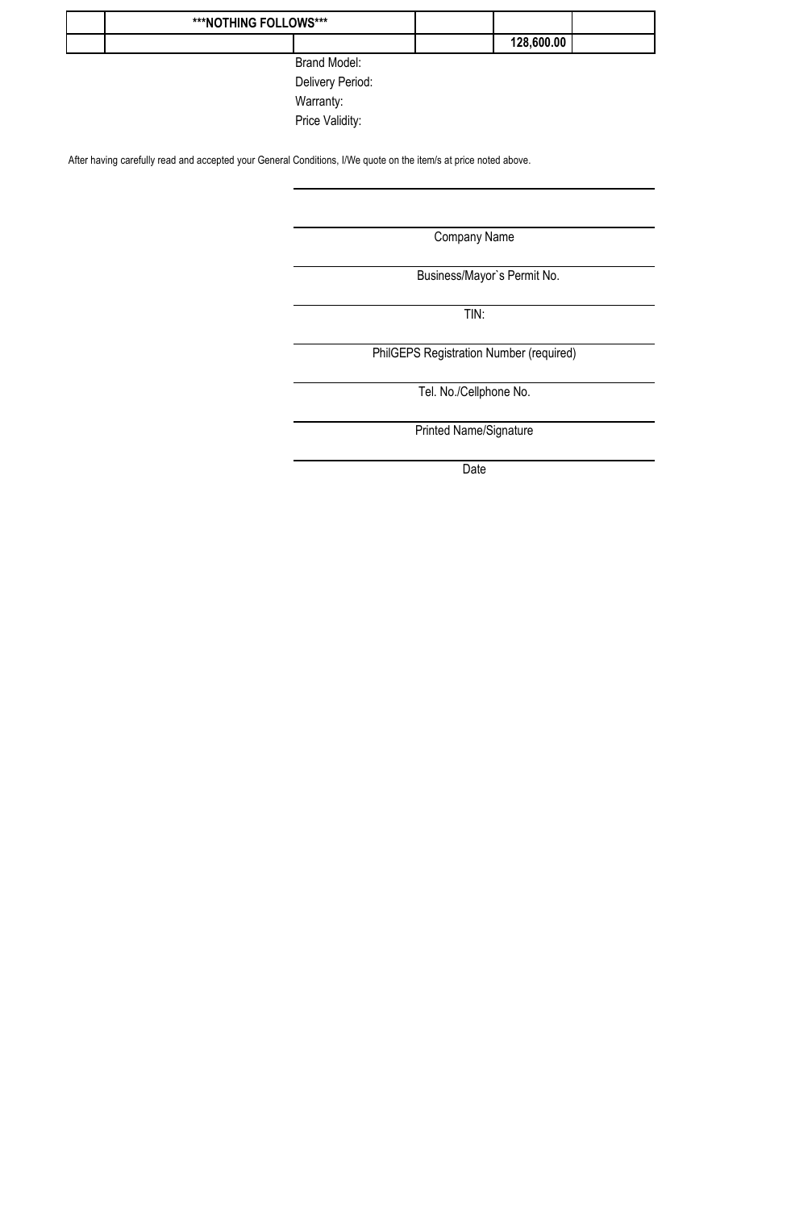| | | | | | |
|---|---|---|---|---|---|
| | ***NOTHING FOLLOWS*** | | | | |
| | | | | 128,600.00 | |

Brand Model:

Delivery Period:

Warranty:

Price Validity:

After having carefully read and accepted your General Conditions, I/We quote on the item/s at price noted above.

Company Name

Business/Mayor`s Permit No.

TIN:

PhilGEPS Registration Number (required)

Tel. No./Cellphone No.

Printed Name/Signature

Date